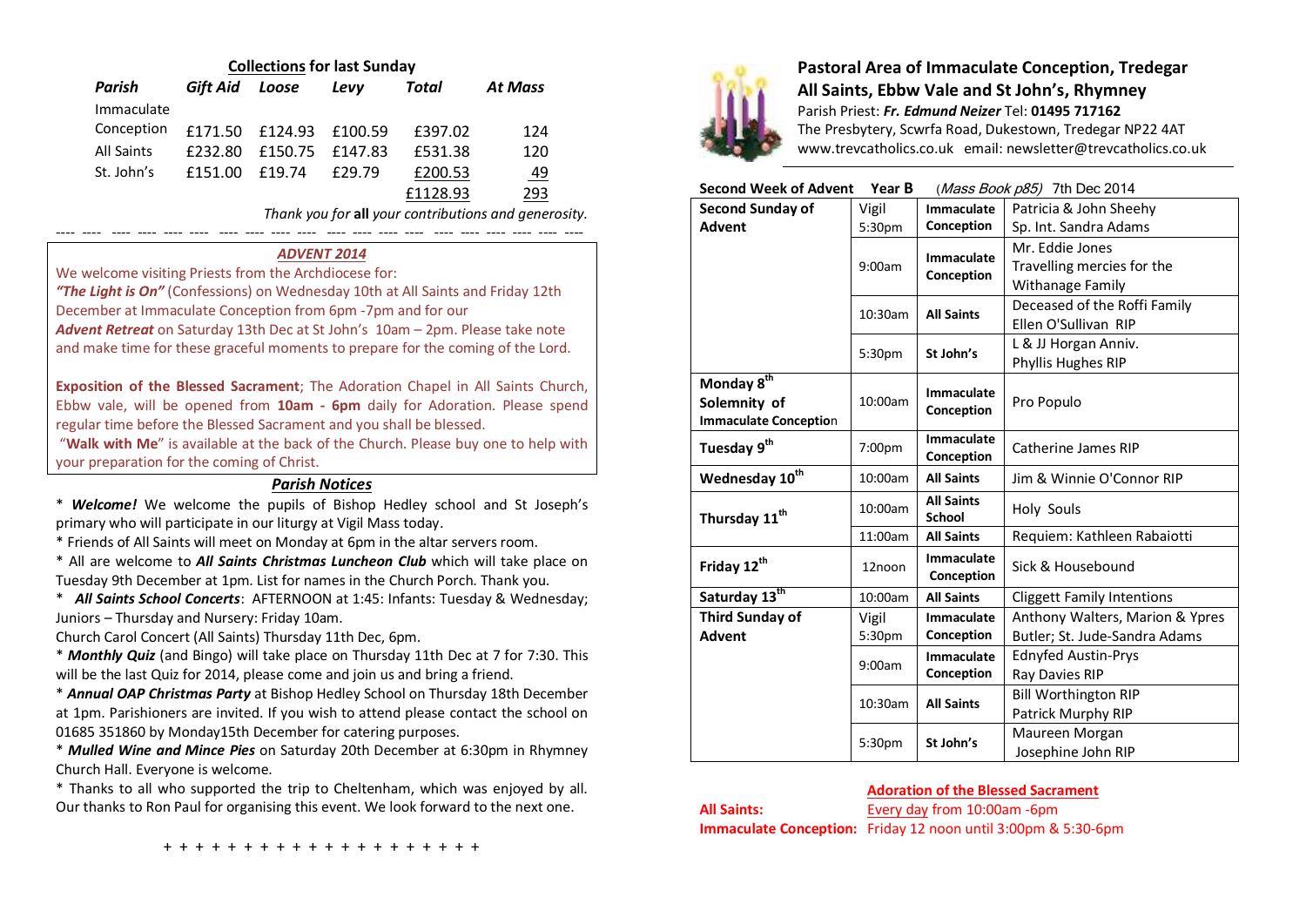## Collections for last Sunday

| Parish | Gift Aid | Loose | Levy | Total | At Mass |
|---|---|---|---|---|---|
| Immaculate Conception | £171.50 | £124.93 | £100.59 | £397.02 | 124 |
| All Saints | £232.80 | £150.75 | £147.83 | £531.38 | 120 |
| St. John's | £151.00 | £19.74 | £29.79 | £200.53 | 49 |
| | | | | £1128.93 | 293 |

*Thank you for **all** your contributions and generosity.*

### *ADVENT 2014*

We welcome visiting Priests from the Archdiocese for:
***"The Light is On"*** (Confessions) on Wednesday 10th at All Saints and Friday 12th December at Immaculate Conception from 6pm -7pm and for our ***Advent Retreat*** on Saturday 13th Dec at St John's 10am – 2pm. Please take note and make time for these graceful moments to prepare for the coming of the Lord.

**Exposition of the Blessed Sacrament**; The Adoration Chapel in All Saints Church, Ebbw vale, will be opened from **10am - 6pm** daily for Adoration. Please spend regular time before the Blessed Sacrament and you shall be blessed.

"**Walk with Me**" is available at the back of the Church. Please buy one to help with your preparation for the coming of Christ.

### *Parish Notices*

* ***Welcome!*** We welcome the pupils of Bishop Hedley school and St Joseph's primary who will participate in our liturgy at Vigil Mass today.
* Friends of All Saints will meet on Monday at 6pm in the altar servers room.
* All are welcome to ***All Saints Christmas Luncheon Club*** which will take place on Tuesday 9th December at 1pm. List for names in the Church Porch. Thank you.
* ***All Saints School Concerts***: AFTERNOON at 1:45: Infants: Tuesday & Wednesday; Juniors – Thursday and Nursery: Friday 10am.

Church Carol Concert (All Saints) Thursday 11th Dec, 6pm.

* ***Monthly Quiz*** (and Bingo) will take place on Thursday 11th Dec at 7 for 7:30. This will be the last Quiz for 2014, please come and join us and bring a friend.
* ***Annual OAP Christmas Party*** at Bishop Hedley School on Thursday 18th December at 1pm. Parishioners are invited. If you wish to attend please contact the school on 01685 351860 by Monday15th December for catering purposes.
* ***Mulled Wine and Mince Pies*** on Saturday 20th December at 6:30pm in Rhymney Church Hall. Everyone is welcome.
* Thanks to all who supported the trip to Cheltenham, which was enjoyed by all. Our thanks to Ron Paul for organising this event. We look forward to the next one.

\+ + + + + + + + + + + + + + + + + + + + +

# Pastoral Area of Immaculate Conception, Tredegar
## All Saints, Ebbw Vale and St John's, Rhymney

Parish Priest: ***Fr. Edmund Neizer*** Tel: **01495 717162**
The Presbytery, Scwrfa Road, Dukestown, Tredegar NP22 4AT
www.trevcatholics.co.uk email: newsletter@trevcatholics.co.uk

**Second Week of Advent Year B** (*Mass Book p85)* 7th Dec 2014

| Day | Time | Church | Intention |
|---|---|---|---|
| **Second Sunday of Advent** | Vigil 5:30pm | **Immaculate Conception** | Patricia & John Sheehy<br>Sp. Int. Sandra Adams |
| | 9:00am | **Immaculate Conception** | Mr. Eddie Jones<br>Travelling mercies for the Withanage Family |
| | 10:30am | **All Saints** | Deceased of the Roffi Family<br>Ellen O'Sullivan RIP |
| | 5:30pm | **St John's** | L & JJ Horgan Anniv.<br>Phyllis Hughes RIP |
| **Monday 8th Solemnity of Immaculate Conception** | 10:00am | **Immaculate Conception** | Pro Populo |
| **Tuesday 9th** | 7:00pm | **Immaculate Conception** | Catherine James RIP |
| **Wednesday 10th** | 10:00am | **All Saints** | Jim & Winnie O'Connor RIP |
| **Thursday 11th** | 10:00am | **All Saints School** | Holy Souls |
| | 11:00am | **All Saints** | Requiem: Kathleen Rabaiotti |
| **Friday 12th** | 12noon | **Immaculate Conception** | Sick & Housebound |
| **Saturday 13th** | 10:00am | **All Saints** | Cliggett Family Intentions |
| **Third Sunday of Advent** | Vigil 5:30pm | **Immaculate Conception** | Anthony Walters, Marion & Ypres Butler; St. Jude-Sandra Adams |
| | 9:00am | **Immaculate Conception** | Ednyfed Austin-Prys<br>Ray Davies RIP |
| | 10:30am | **All Saints** | Bill Worthington RIP<br>Patrick Murphy RIP |
| | 5:30pm | **St John's** | Maureen Morgan<br>Josephine John RIP |

**Adoration of the Blessed Sacrament**

**All Saints:** Every day from 10:00am -6pm
**Immaculate Conception:** Friday 12 noon until 3:00pm & 5:30-6pm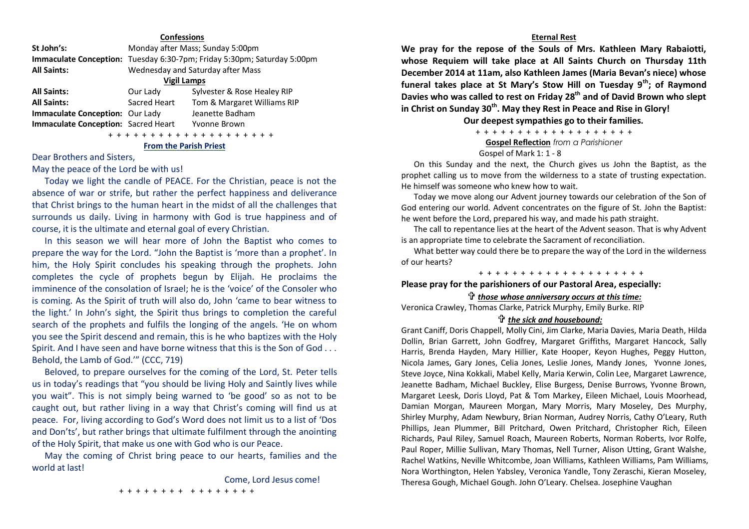## Confessions

| | |
|---|---|
| **St John's:** | Monday after Mass; Sunday 5:00pm |
| **Immaculate Conception:** | Tuesday 6:30-7pm; Friday 5:30pm; Saturday 5:00pm |
| **All Saints:** | Wednesday and Saturday after Mass |

## Vigil Lamps

| | | |
|---|---|---|
| **All Saints:** | Our Lady | Sylvester & Rose Healey RIP |
| **All Saints:** | Sacred Heart | Tom & Margaret Williams RIP |
| **Immaculate Conception:** | Our Lady | Jeanette Badham |
| **Immaculate Conception:** | Sacred Heart | Yvonne Brown |

+ + + + + + + + + + + + + + + + + + + + +

## From the Parish Priest

Dear Brothers and Sisters,

May the peace of the Lord be with us!

Today we light the candle of PEACE. For the Christian, peace is not the absence of war or strife, but rather the perfect happiness and deliverance that Christ brings to the human heart in the midst of all the challenges that surrounds us daily. Living in harmony with God is true happiness and of course, it is the ultimate and eternal goal of every Christian.

In this season we will hear more of John the Baptist who comes to prepare the way for the Lord. "John the Baptist is 'more than a prophet'. In him, the Holy Spirit concludes his speaking through the prophets. John completes the cycle of prophets begun by Elijah. He proclaims the imminence of the consolation of Israel; he is the 'voice' of the Consoler who is coming. As the Spirit of truth will also do, John 'came to bear witness to the light.' In John's sight, the Spirit thus brings to completion the careful search of the prophets and fulfils the longing of the angels. 'He on whom you see the Spirit descend and remain, this is he who baptizes with the Holy Spirit. And I have seen and have borne witness that this is the Son of God . . . Behold, the Lamb of God.'" (CCC, 719)

Beloved, to prepare ourselves for the coming of the Lord, St. Peter tells us in today's readings that "you should be living Holy and Saintly lives while you wait". This is not simply being warned to 'be good' so as not to be caught out, but rather living in a way that Christ's coming will find us at peace. For, living according to God's Word does not limit us to a list of 'Dos and Don'ts', but rather brings that ultimate fulfilment through the anointing of the Holy Spirit, that make us one with God who is our Peace.

May the coming of Christ bring peace to our hearts, families and the world at last!

Come, Lord Jesus come!

+ + + + + + + + + + + + + + + +

## Eternal Rest

**We pray for the repose of the Souls of Mrs. Kathleen Mary Rabaiotti, whose Requiem will take place at All Saints Church on Thursday 11th December 2014 at 11am, also Kathleen James (Maria Bevan's niece) whose funeral takes place at St Mary's Stow Hill on Tuesday 9th; of Raymond Davies who was called to rest on Friday 28th and of David Brown who slept in Christ on Sunday 30th. May they Rest in Peace and Rise in Glory!**

**Our deepest sympathies go to their families.**

+ + + + + + + + + + + + + + + + + + + +

**Gospel Reflection** *from a Parishioner*

Gospel of Mark 1: 1 - 8

On this Sunday and the next, the Church gives us John the Baptist, as the prophet calling us to move from the wilderness to a state of trusting expectation. He himself was someone who knew how to wait.

Today we move along our Advent journey towards our celebration of the Son of God entering our world. Advent concentrates on the figure of St. John the Baptist: he went before the Lord, prepared his way, and made his path straight.

The call to repentance lies at the heart of the Advent season. That is why Advent is an appropriate time to celebrate the Sacrament of reconciliation.

What better way could there be to prepare the way of the Lord in the wilderness of our hearts?

+ + + + + + + + + + + + + + + + + + + + +

**Please pray for the parishioners of our Pastoral Area, especially:**

✞ ***those whose anniversary occurs at this time:***

Veronica Crawley, Thomas Clarke, Patrick Murphy, Emily Burke. RIP

✞ ***the sick and housebound:***

Grant Caniff, Doris Chappell, Molly Cini, Jim Clarke, Maria Davies, Maria Death, Hilda Dollin, Brian Garrett, John Godfrey, Margaret Griffiths, Margaret Hancock, Sally Harris, Brenda Hayden, Mary Hillier, Kate Hooper, Keyon Hughes, Peggy Hutton, Nicola James, Gary Jones, Celia Jones, Leslie Jones, Mandy Jones, Yvonne Jones, Steve Joyce, Nina Kokkali, Mabel Kelly, Maria Kerwin, Colin Lee, Margaret Lawrence, Jeanette Badham, Michael Buckley, Elise Burgess, Denise Burrows, Yvonne Brown, Margaret Leesk, Doris Lloyd, Pat & Tom Markey, Eileen Michael, Louis Moorhead, Damian Morgan, Maureen Morgan, Mary Morris, Mary Moseley, Des Murphy, Shirley Murphy, Adam Newbury, Brian Norman, Audrey Norris, Cathy O'Leary, Ruth Phillips, Jean Plummer, Bill Pritchard, Owen Pritchard, Christopher Rich, Eileen Richards, Paul Riley, Samuel Roach, Maureen Roberts, Norman Roberts, Ivor Rolfe, Paul Roper, Millie Sullivan, Mary Thomas, Nell Turner, Alison Utting, Grant Walshe, Rachel Watkins, Neville Whitcombe, Joan Williams, Kathleen Williams, Pam Williams, Nora Worthington, Helen Yabsley, Veronica Yandle, Tony Zeraschi, Kieran Moseley, Theresa Gough, Michael Gough. John O'Leary. Chelsea. Josephine Vaughan